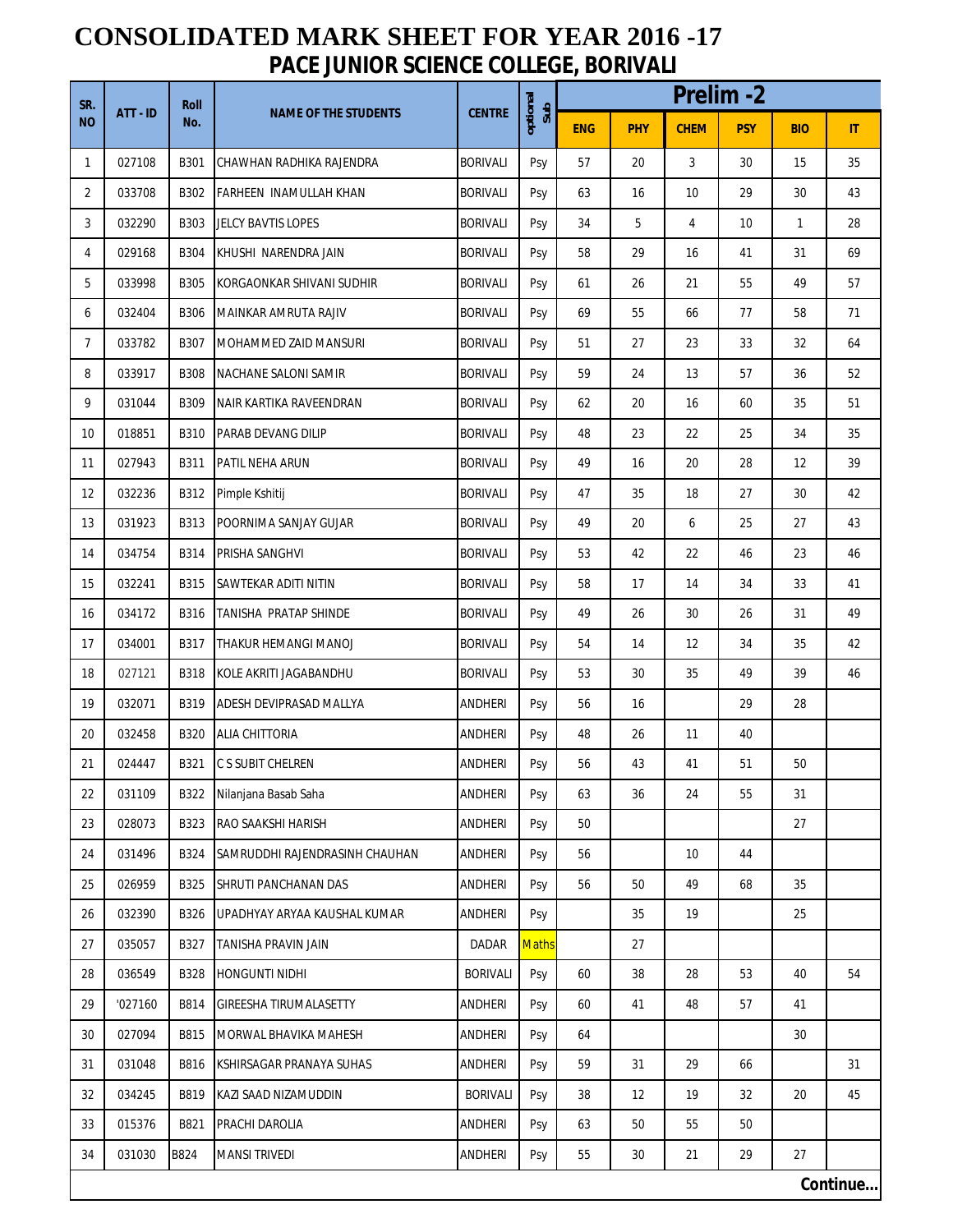# CONSOLIDATED MARK SHEET FOR YEAR 2016 -17

## PACE JUNIOR SCIENCE COLLEGE, BORIVALI

| SR. NO | ATT - ID | Roll No. | NAME OF THE STUDENTS | CENTRE | optional Sub | Prelim -2 | | | | | |
|---|---|---|---|---|---|---|---|---|---|---|---|
| | | | | | | ENG | PHY | CHEM | PSY | BIO | IT |
| 1 | 027108 | B301 | CHAWHAN RADHIKA RAJENDRA | BORIVALI | Psy | 57 | 20 | 3 | 30 | 15 | 35 |
| 2 | 033708 | B302 | FARHEEN INAMULLAH KHAN | BORIVALI | Psy | 63 | 16 | 10 | 29 | 30 | 43 |
| 3 | 032290 | B303 | JELCY BAVTIS LOPES | BORIVALI | Psy | 34 | 5 | 4 | 10 | 1 | 28 |
| 4 | 029168 | B304 | KHUSHI NARENDRA JAIN | BORIVALI | Psy | 58 | 29 | 16 | 41 | 31 | 69 |
| 5 | 033998 | B305 | KORGAONKAR SHIVANI SUDHIR | BORIVALI | Psy | 61 | 26 | 21 | 55 | 49 | 57 |
| 6 | 032404 | B306 | MAINKAR AMRUTA RAJIV | BORIVALI | Psy | 69 | 55 | 66 | 77 | 58 | 71 |
| 7 | 033782 | B307 | MOHAMMED ZAID MANSURI | BORIVALI | Psy | 51 | 27 | 23 | 33 | 32 | 64 |
| 8 | 033917 | B308 | NACHANE SALONI SAMIR | BORIVALI | Psy | 59 | 24 | 13 | 57 | 36 | 52 |
| 9 | 031044 | B309 | NAIR KARTIKA RAVEENDRAN | BORIVALI | Psy | 62 | 20 | 16 | 60 | 35 | 51 |
| 10 | 018851 | B310 | PARAB DEVANG DILIP | BORIVALI | Psy | 48 | 23 | 22 | 25 | 34 | 35 |
| 11 | 027943 | B311 | PATIL NEHA ARUN | BORIVALI | Psy | 49 | 16 | 20 | 28 | 12 | 39 |
| 12 | 032236 | B312 | Pimple Kshitij | BORIVALI | Psy | 47 | 35 | 18 | 27 | 30 | 42 |
| 13 | 031923 | B313 | POORNIMA SANJAY GUJAR | BORIVALI | Psy | 49 | 20 | 6 | 25 | 27 | 43 |
| 14 | 034754 | B314 | PRISHA SANGHVI | BORIVALI | Psy | 53 | 42 | 22 | 46 | 23 | 46 |
| 15 | 032241 | B315 | SAWTEKAR ADITI NITIN | BORIVALI | Psy | 58 | 17 | 14 | 34 | 33 | 41 |
| 16 | 034172 | B316 | TANISHA PRATAP SHINDE | BORIVALI | Psy | 49 | 26 | 30 | 26 | 31 | 49 |
| 17 | 034001 | B317 | THAKUR HEMANGI MANOJ | BORIVALI | Psy | 54 | 14 | 12 | 34 | 35 | 42 |
| 18 | 027121 | B318 | KOLE AKRITI JAGABANDHU | BORIVALI | Psy | 53 | 30 | 35 | 49 | 39 | 46 |
| 19 | 032071 | B319 | ADESH DEVIPRASAD MALLYA | ANDHERI | Psy | 56 | 16 | | 29 | 28 | |
| 20 | 032458 | B320 | ALIA CHITTORIA | ANDHERI | Psy | 48 | 26 | 11 | 40 | | |
| 21 | 024447 | B321 | C S SUBIT CHELREN | ANDHERI | Psy | 56 | 43 | 41 | 51 | 50 | |
| 22 | 031109 | B322 | Nilanjana Basab Saha | ANDHERI | Psy | 63 | 36 | 24 | 55 | 31 | |
| 23 | 028073 | B323 | RAO SAAKSHI HARISH | ANDHERI | Psy | 50 | | | | 27 | |
| 24 | 031496 | B324 | SAMRUDDHI RAJENDRASINH CHAUHAN | ANDHERI | Psy | 56 | | 10 | 44 | | |
| 25 | 026959 | B325 | SHRUTI PANCHANAN DAS | ANDHERI | Psy | 56 | 50 | 49 | 68 | 35 | |
| 26 | 032390 | B326 | UPADHYAY ARYAA KAUSHAL KUMAR | ANDHERI | Psy | | 35 | 19 | | 25 | |
| 27 | 035057 | B327 | TANISHA PRAVIN JAIN | DADAR | Maths | | 27 | | | | |
| 28 | 036549 | B328 | HONGUNTI NIDHI | BORIVALI | Psy | 60 | 38 | 28 | 53 | 40 | 54 |
| 29 | '027160 | B814 | GIREESHA TIRUMALASETTY | ANDHERI | Psy | 60 | 41 | 48 | 57 | 41 | |
| 30 | 027094 | B815 | MORWAL BHAVIKA MAHESH | ANDHERI | Psy | 64 | | | | 30 | |
| 31 | 031048 | B816 | KSHIRSAGAR PRANAYA SUHAS | ANDHERI | Psy | 59 | 31 | 29 | 66 | | 31 |
| 32 | 034245 | B819 | KAZI SAAD NIZAMUDDIN | BORIVALI | Psy | 38 | 12 | 19 | 32 | 20 | 45 |
| 33 | 015376 | B821 | PRACHI DAROLIA | ANDHERI | Psy | 63 | 50 | 55 | 50 | | |
| 34 | 031030 | B824 | MANSI TRIVEDI | ANDHERI | Psy | 55 | 30 | 21 | 29 | 27 | |

**Continue...**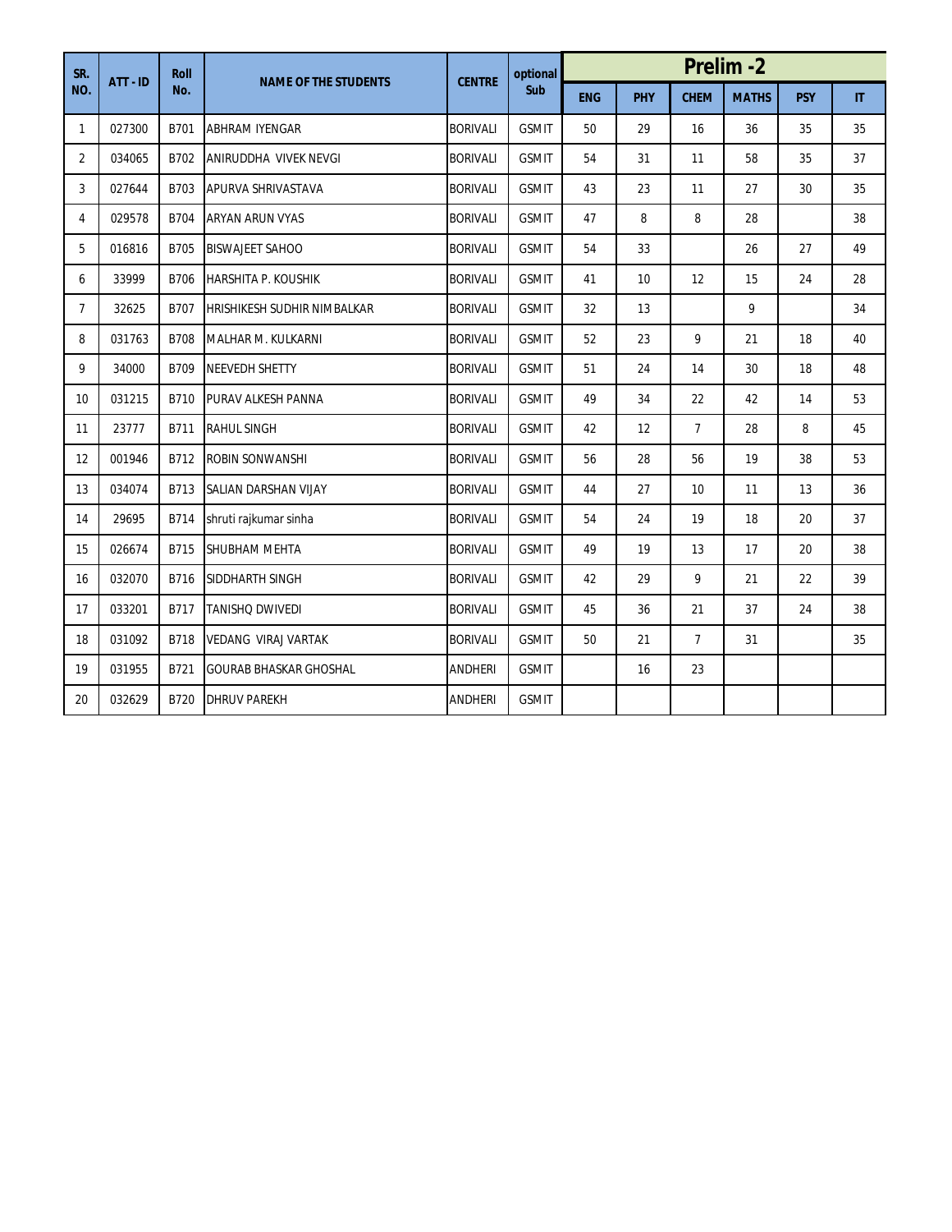| SR. NO. | ATT - ID | Roll No. | NAME OF THE STUDENTS | CENTRE | optional Sub | Prelim -2 | | | | | |
|---|---|---|---|---|---|---|---|---|---|---|---|
| | | | | | | ENG | PHY | CHEM | MATHS | PSY | IT |
| 1 | 027300 | B701 | ABHRAM IYENGAR | BORIVALI | GSMIT | 50 | 29 | 16 | 36 | 35 | 35 |
| 2 | 034065 | B702 | ANIRUDDHA VIVEK NEVGI | BORIVALI | GSMIT | 54 | 31 | 11 | 58 | 35 | 37 |
| 3 | 027644 | B703 | APURVA SHRIVASTAVA | BORIVALI | GSMIT | 43 | 23 | 11 | 27 | 30 | 35 |
| 4 | 029578 | B704 | ARYAN ARUN VYAS | BORIVALI | GSMIT | 47 | 8 | 8 | 28 | | 38 |
| 5 | 016816 | B705 | BISWAJEET SAHOO | BORIVALI | GSMIT | 54 | 33 | | 26 | 27 | 49 |
| 6 | 33999 | B706 | HARSHITA P. KOUSHIK | BORIVALI | GSMIT | 41 | 10 | 12 | 15 | 24 | 28 |
| 7 | 32625 | B707 | HRISHIKESH SUDHIR NIMBALKAR | BORIVALI | GSMIT | 32 | 13 | | 9 | | 34 |
| 8 | 031763 | B708 | MALHAR M. KULKARNI | BORIVALI | GSMIT | 52 | 23 | 9 | 21 | 18 | 40 |
| 9 | 34000 | B709 | NEEVEDH SHETTY | BORIVALI | GSMIT | 51 | 24 | 14 | 30 | 18 | 48 |
| 10 | 031215 | B710 | PURAV ALKESH PANNA | BORIVALI | GSMIT | 49 | 34 | 22 | 42 | 14 | 53 |
| 11 | 23777 | B711 | RAHUL SINGH | BORIVALI | GSMIT | 42 | 12 | 7 | 28 | 8 | 45 |
| 12 | 001946 | B712 | ROBIN SONWANSHI | BORIVALI | GSMIT | 56 | 28 | 56 | 19 | 38 | 53 |
| 13 | 034074 | B713 | SALIAN DARSHAN VIJAY | BORIVALI | GSMIT | 44 | 27 | 10 | 11 | 13 | 36 |
| 14 | 29695 | B714 | shruti rajkumar sinha | BORIVALI | GSMIT | 54 | 24 | 19 | 18 | 20 | 37 |
| 15 | 026674 | B715 | SHUBHAM MEHTA | BORIVALI | GSMIT | 49 | 19 | 13 | 17 | 20 | 38 |
| 16 | 032070 | B716 | SIDDHARTH SINGH | BORIVALI | GSMIT | 42 | 29 | 9 | 21 | 22 | 39 |
| 17 | 033201 | B717 | TANISHQ DWIVEDI | BORIVALI | GSMIT | 45 | 36 | 21 | 37 | 24 | 38 |
| 18 | 031092 | B718 | VEDANG VIRAJ VARTAK | BORIVALI | GSMIT | 50 | 21 | 7 | 31 | | 35 |
| 19 | 031955 | B721 | GOURAB BHASKAR GHOSHAL | ANDHERI | GSMIT | | 16 | 23 | | | |
| 20 | 032629 | B720 | DHRUV PAREKH | ANDHERI | GSMIT | | | | | | |